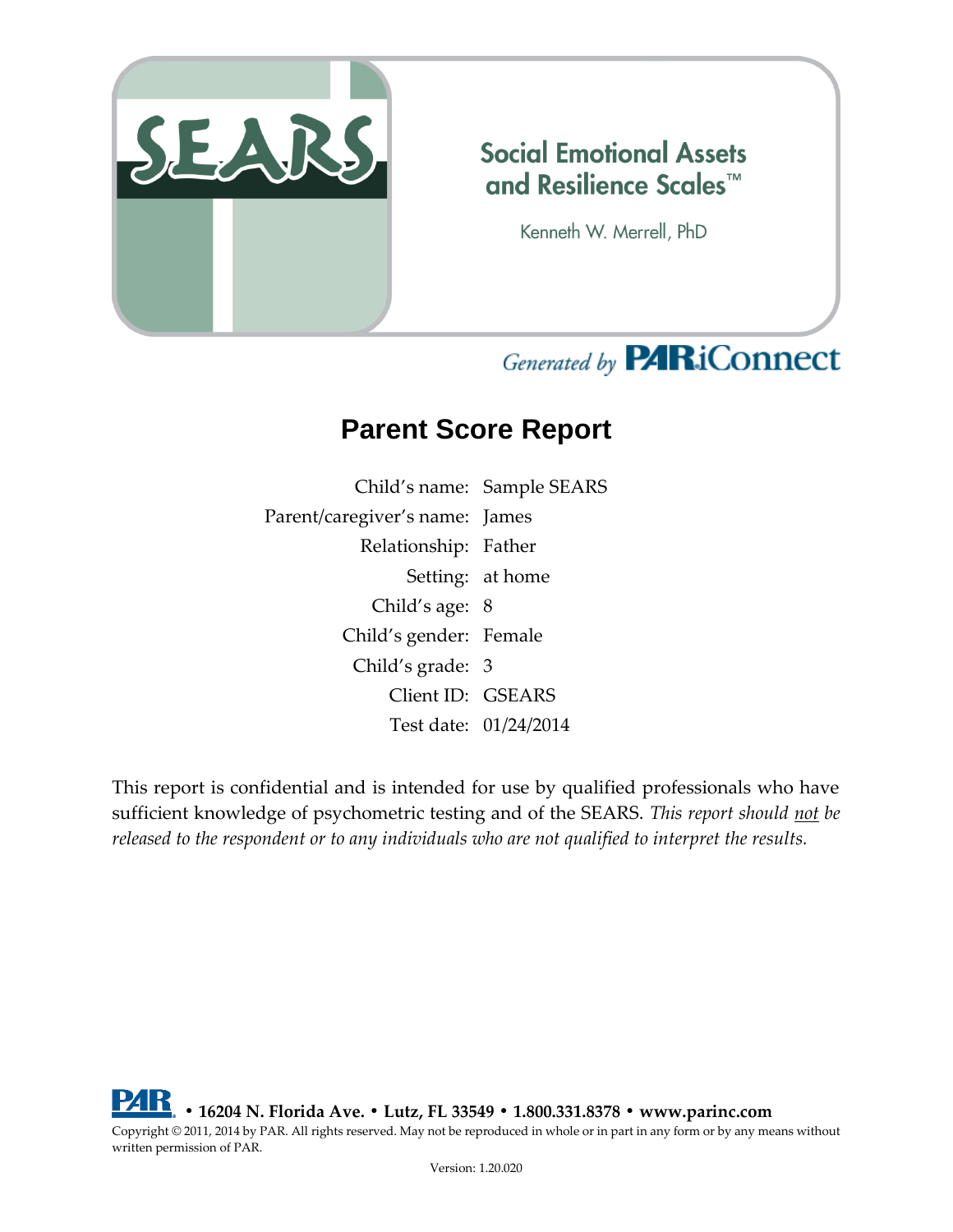# SEARS

## Social Emotional Assets and Resilience Scales™

Kenneth W. Merrell, PhD

*Generated by* **PAR.iConnect**

# Parent Score Report

| | |
|---|---|
| Child's name: | Sample SEARS |
| Parent/caregiver's name: | James |
| Relationship: | Father |
| Setting: | at home |
| Child's age: | 8 |
| Child's gender: | Female |
| Child's grade: | 3 |
| Client ID: | GSEARS |
| Test date: | 01/24/2014 |

This report is confidential and is intended for use by qualified professionals who have sufficient knowledge of psychometric testing and of the SEARS. *This report should not be released to the respondent or to any individuals who are not qualified to interpret the results.*

**PAR • 16204 N. Florida Ave. • Lutz, FL 33549 • 1.800.331.8378 • www.parinc.com**

Copyright © 2011, 2014 by PAR. All rights reserved. May not be reproduced in whole or in part in any form or by any means without written permission of PAR.

Version: 1.20.020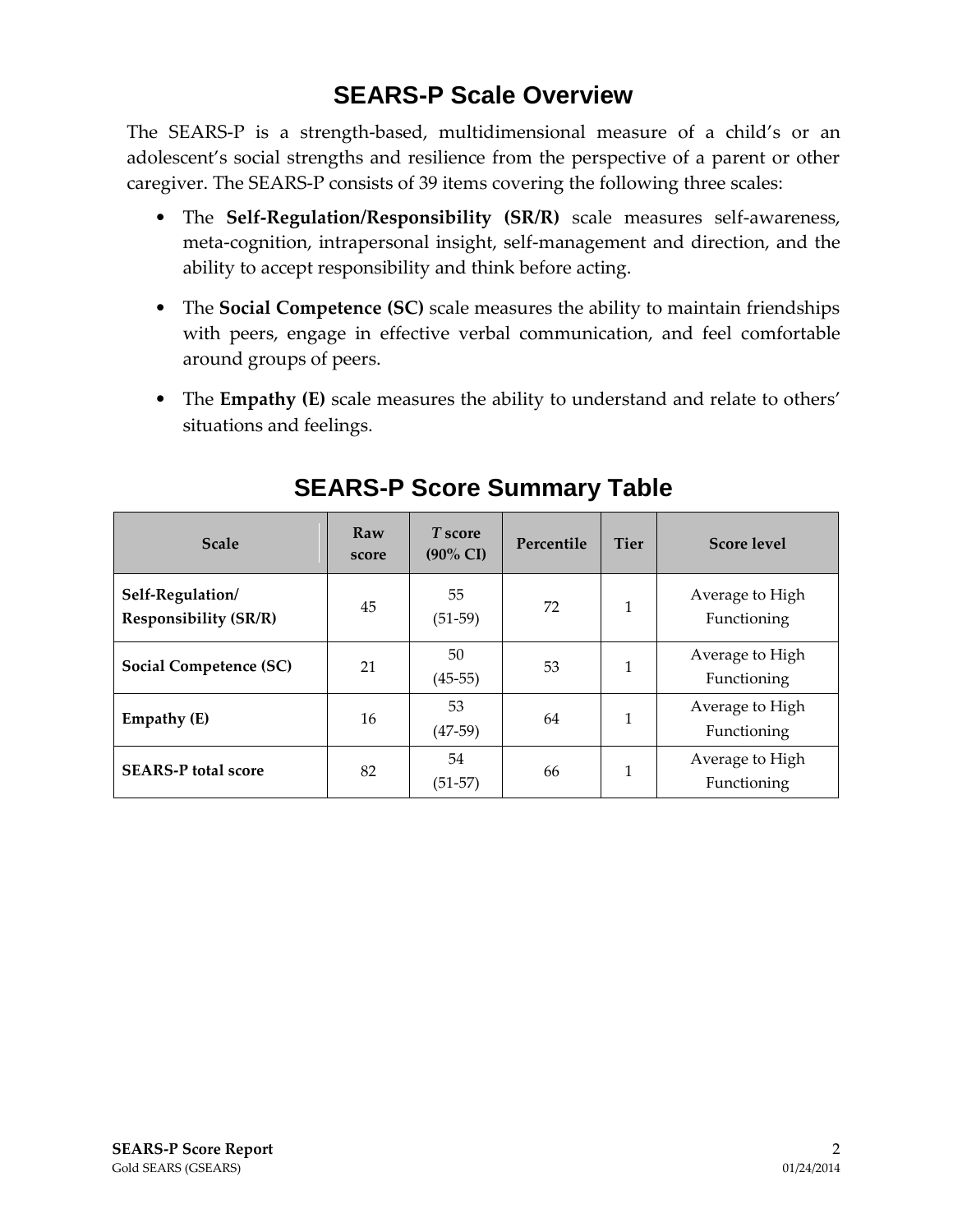## SEARS-P Scale Overview

The SEARS-P is a strength-based, multidimensional measure of a child's or an adolescent's social strengths and resilience from the perspective of a parent or other caregiver. The SEARS-P consists of 39 items covering the following three scales:

- The **Self-Regulation/Responsibility (SR/R)** scale measures self-awareness, meta-cognition, intrapersonal insight, self-management and direction, and the ability to accept responsibility and think before acting.
- The **Social Competence (SC)** scale measures the ability to maintain friendships with peers, engage in effective verbal communication, and feel comfortable around groups of peers.
- The **Empathy (E)** scale measures the ability to understand and relate to others' situations and feelings.

## SEARS-P Score Summary Table

| Scale | Raw score | *T* score (90% CI) | Percentile | Tier | Score level |
|---|---|---|---|---|---|
| **Self-Regulation/ Responsibility (SR/R)** | 45 | 55 (51-59) | 72 | 1 | Average to High Functioning |
| **Social Competence (SC)** | 21 | 50 (45-55) | 53 | 1 | Average to High Functioning |
| **Empathy (E)** | 16 | 53 (47-59) | 64 | 1 | Average to High Functioning |
| **SEARS-P total score** | 82 | 54 (51-57) | 66 | 1 | Average to High Functioning |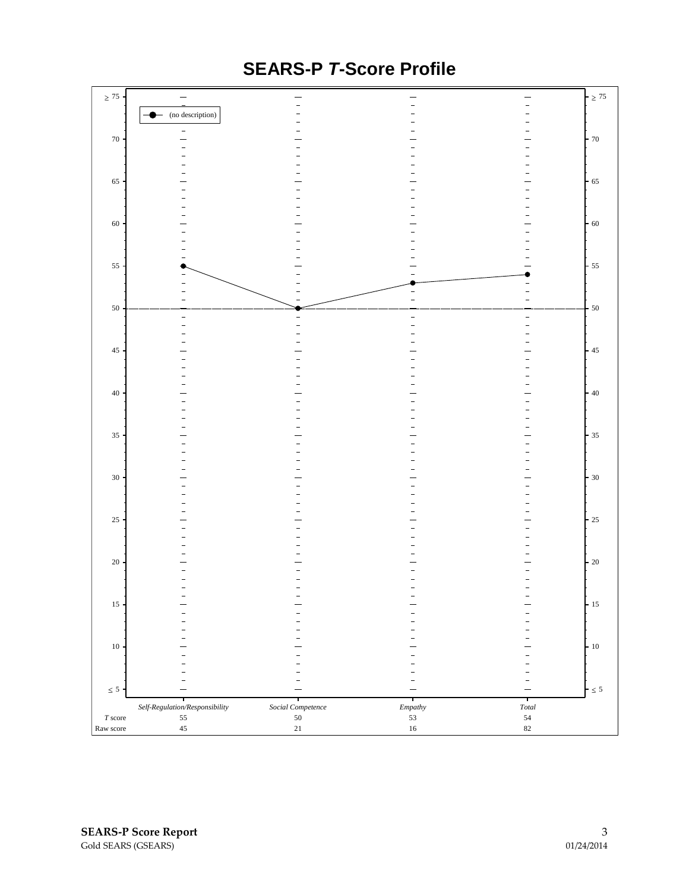# SEARS-P *T*-Score Profile

(no description)

| | *Self-Regulation/Responsibility* | *Social Competence* | *Empathy* | *Total* |
|---|---|---|---|---|
| *T* score | 55 | 50 | 53 | 54 |
| Raw score | 45 | 21 | 16 | 82 |

**SEARS-P Score Report**
Gold SEARS (GSEARS) 01/24/2014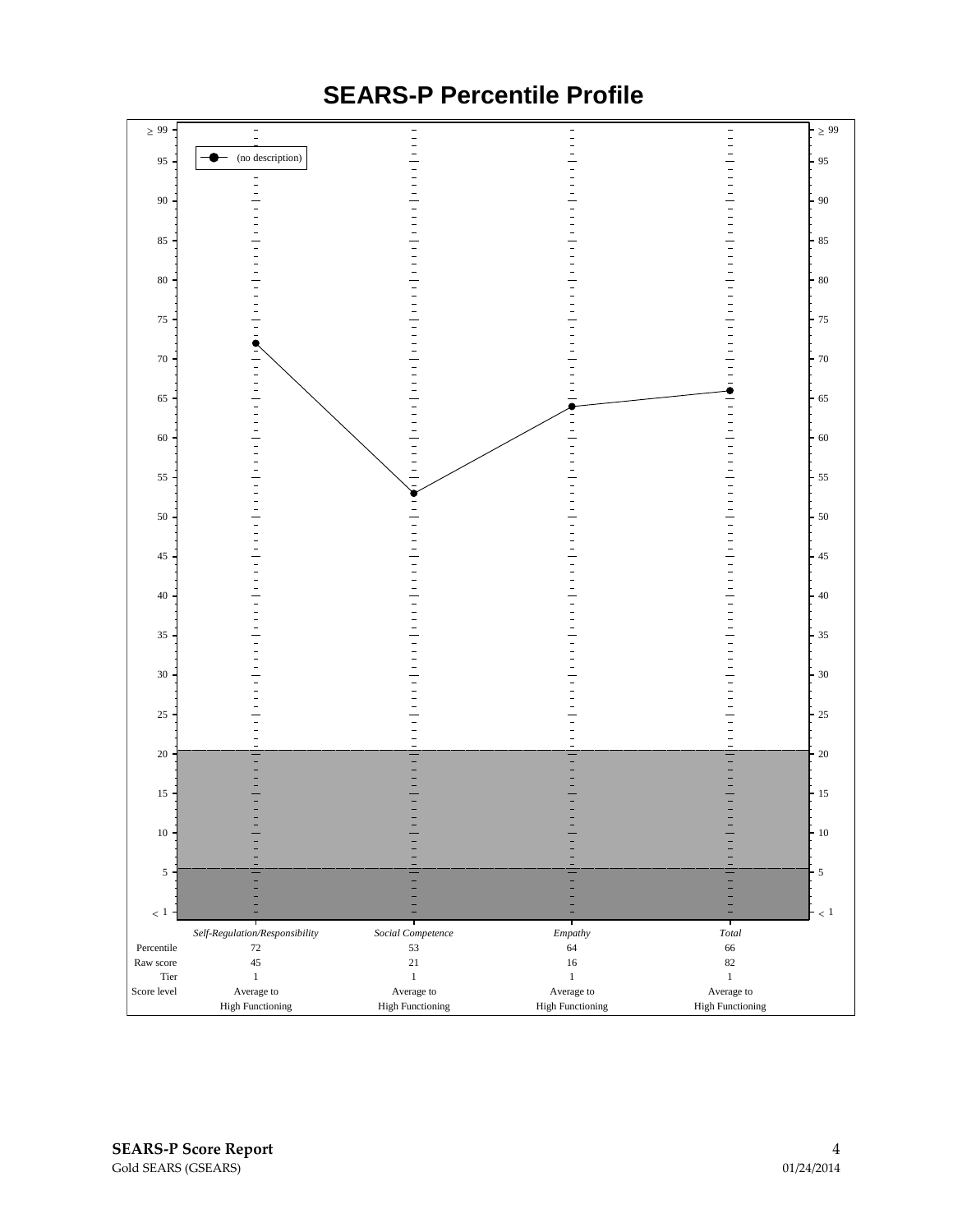# SEARS-P Percentile Profile

|  | *Self-Regulation/Responsibility* | *Social Competence* | *Empathy* | *Total* |
|---|---|---|---|---|
| Percentile | 72 | 53 | 64 | 66 |
| Raw score | 45 | 21 | 16 | 82 |
| Tier | 1 | 1 | 1 | 1 |
| Score level | Average to High Functioning | Average to High Functioning | Average to High Functioning | Average to High Functioning |

Legend: (no description)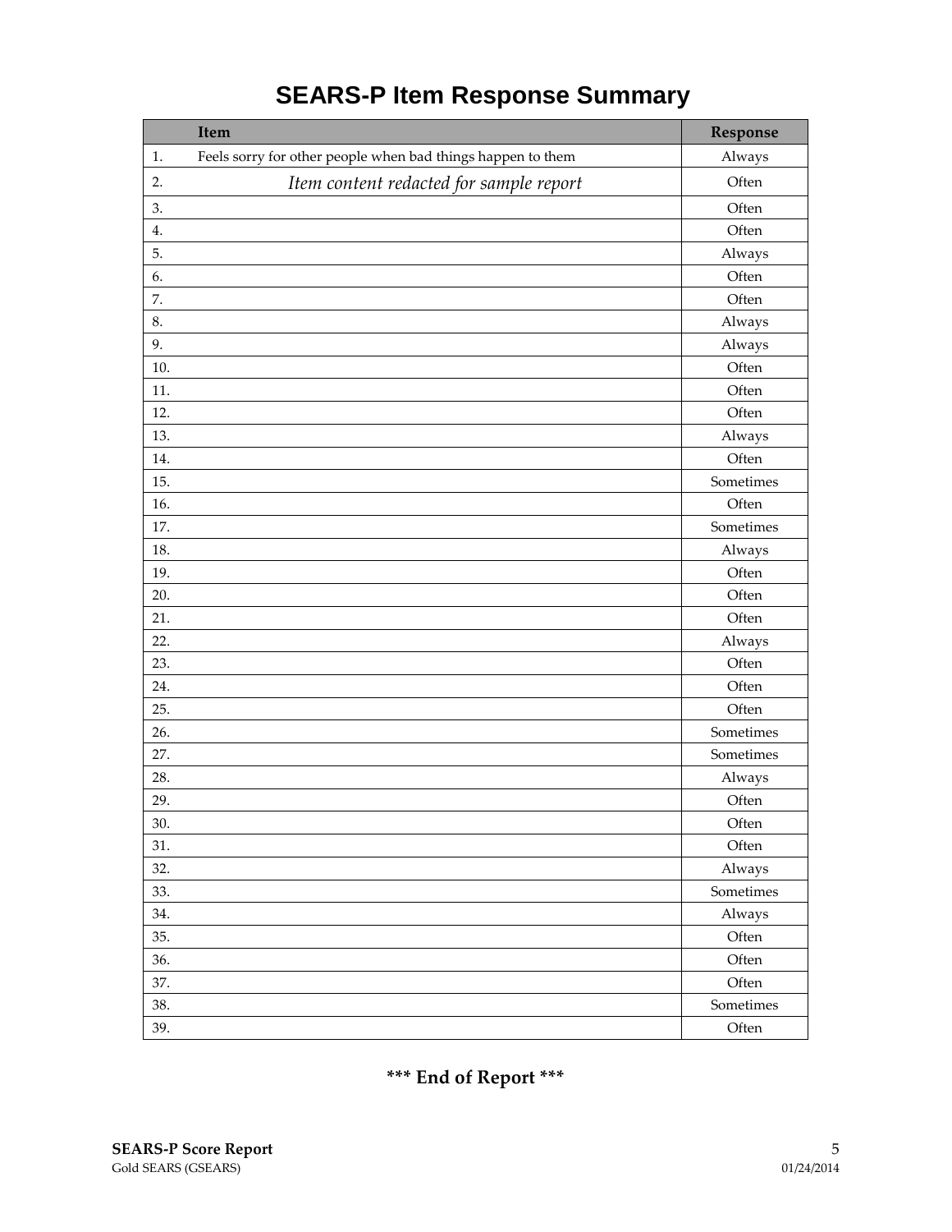# SEARS-P Item Response Summary

| | Item | Response |
|---|---|---|
| 1. | Feels sorry for other people when bad things happen to them | Always |
| 2. | *Item content redacted for sample report* | Often |
| 3. | | Often |
| 4. | | Often |
| 5. | | Always |
| 6. | | Often |
| 7. | | Often |
| 8. | | Always |
| 9. | | Always |
| 10. | | Often |
| 11. | | Often |
| 12. | | Often |
| 13. | | Always |
| 14. | | Often |
| 15. | | Sometimes |
| 16. | | Often |
| 17. | | Sometimes |
| 18. | | Always |
| 19. | | Often |
| 20. | | Often |
| 21. | | Often |
| 22. | | Always |
| 23. | | Often |
| 24. | | Often |
| 25. | | Often |
| 26. | | Sometimes |
| 27. | | Sometimes |
| 28. | | Always |
| 29. | | Often |
| 30. | | Often |
| 31. | | Often |
| 32. | | Always |
| 33. | | Sometimes |
| 34. | | Always |
| 35. | | Often |
| 36. | | Often |
| 37. | | Often |
| 38. | | Sometimes |
| 39. | | Often |

**\*\*\* End of Report \*\*\***